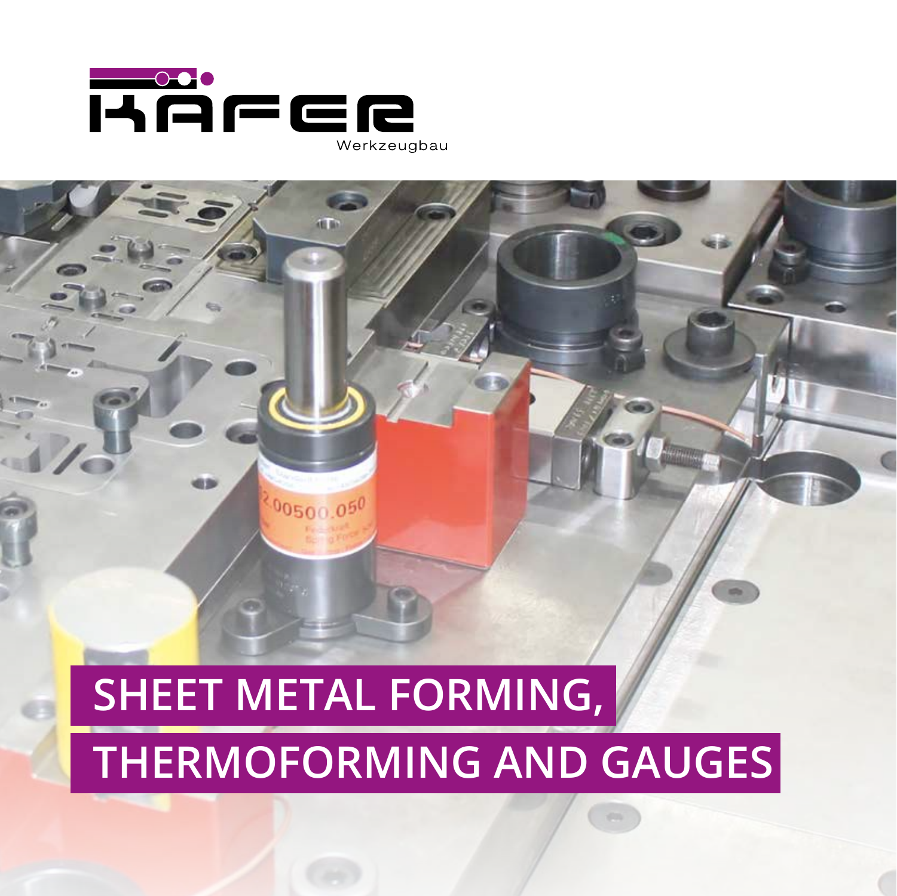KÄFER

Werkzeugbau

# SHEET METAL FORMING, THERMOFORMING AND GAUGES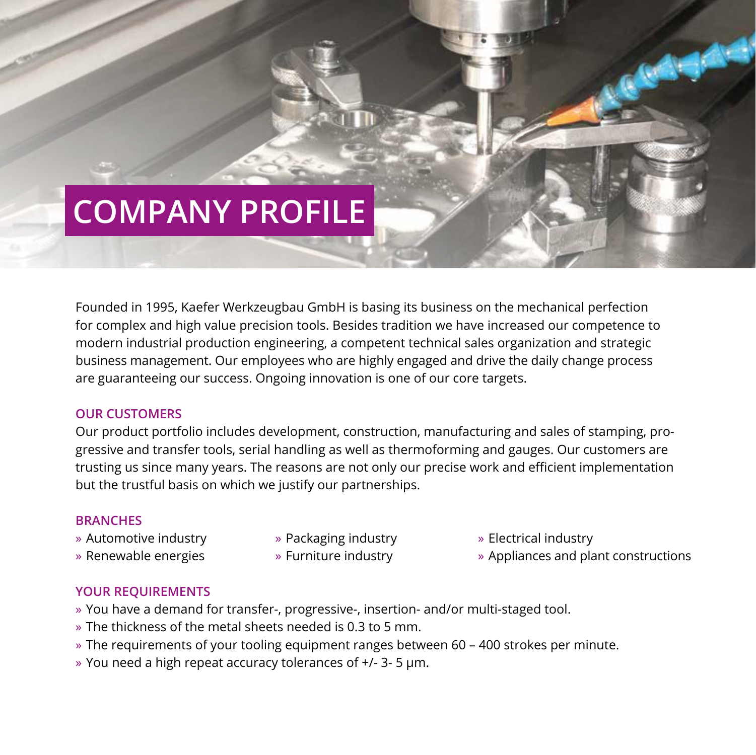# COMPANY PROFILE

Founded in 1995, Kaefer Werkzeugbau GmbH is basing its business on the mechanical perfection for complex and high value precision tools. Besides tradition we have increased our competence to modern industrial production engineering, a competent technical sales organization and strategic business management. Our employees who are highly engaged and drive the daily change process are guaranteeing our success. Ongoing innovation is one of our core targets.

## OUR CUSTOMERS

Our product portfolio includes development, construction, manufacturing and sales of stamping, progressive and transfer tools, serial handling as well as thermoforming and gauges. Our customers are trusting us since many years. The reasons are not only our precise work and efficient implementation but the trustful basis on which we justify our partnerships.

## BRANCHES

» Automotive industry
» Renewable energies
» Packaging industry
» Furniture industry
» Electrical industry
» Appliances and plant constructions

## YOUR REQUIREMENTS

» You have a demand for transfer-, progressive-, insertion- and/or multi-staged tool.
» The thickness of the metal sheets needed is 0.3 to 5 mm.
» The requirements of your tooling equipment ranges between 60 – 400 strokes per minute.
» You need a high repeat accuracy tolerances of +/- 3- 5 µm.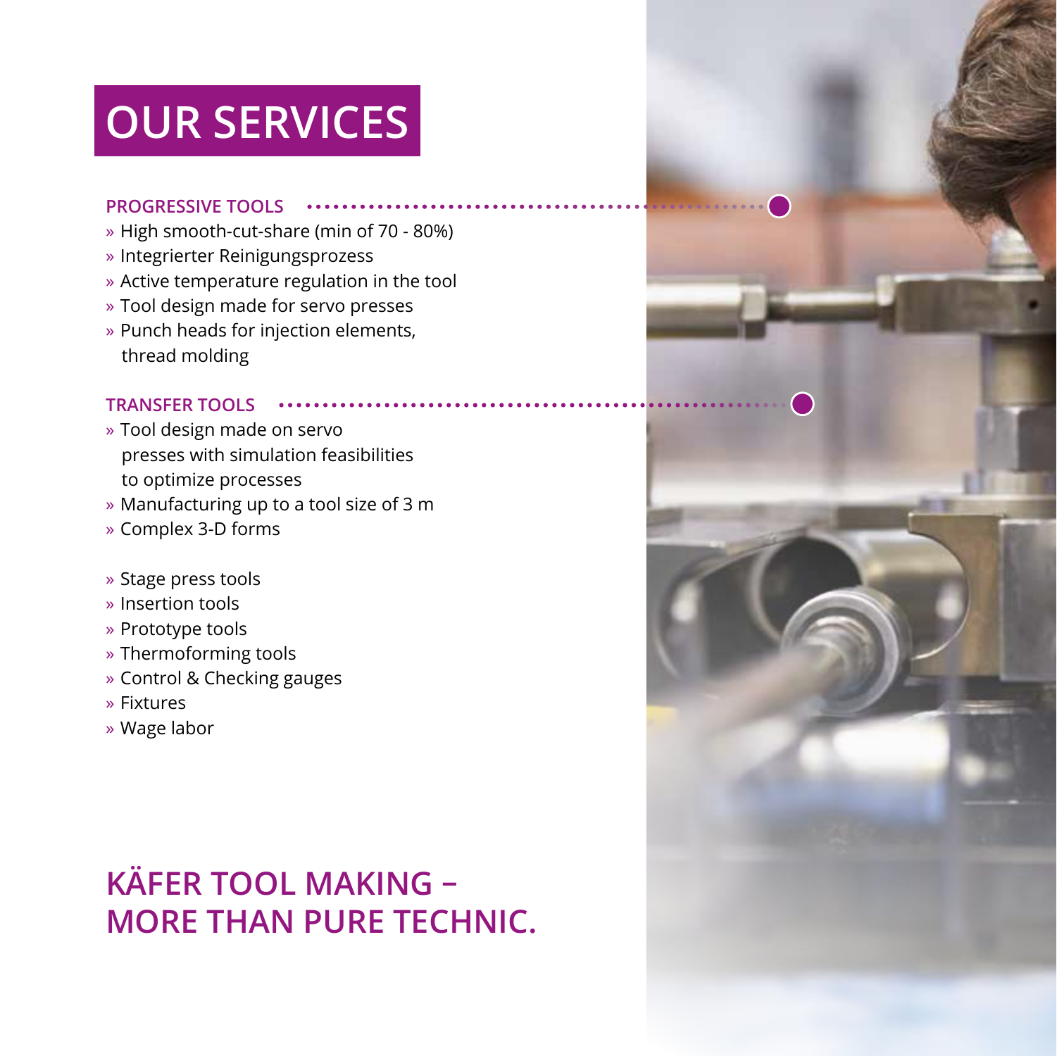# OUR SERVICES

### PROGRESSIVE TOOLS

- High smooth-cut-share (min of 70 - 80%)
- Integrierter Reinigungsprozess
- Active temperature regulation in the tool
- Tool design made for servo presses
- Punch heads for injection elements, thread molding

### TRANSFER TOOLS

- Tool design made on servo presses with simulation feasibilities to optimize processes
- Manufacturing up to a tool size of 3 m
- Complex 3-D forms

- Stage press tools
- Insertion tools
- Prototype tools
- Thermoforming tools
- Control & Checking gauges
- Fixtures
- Wage labor

## KÄFER TOOL MAKING – MORE THAN PURE TECHNIC.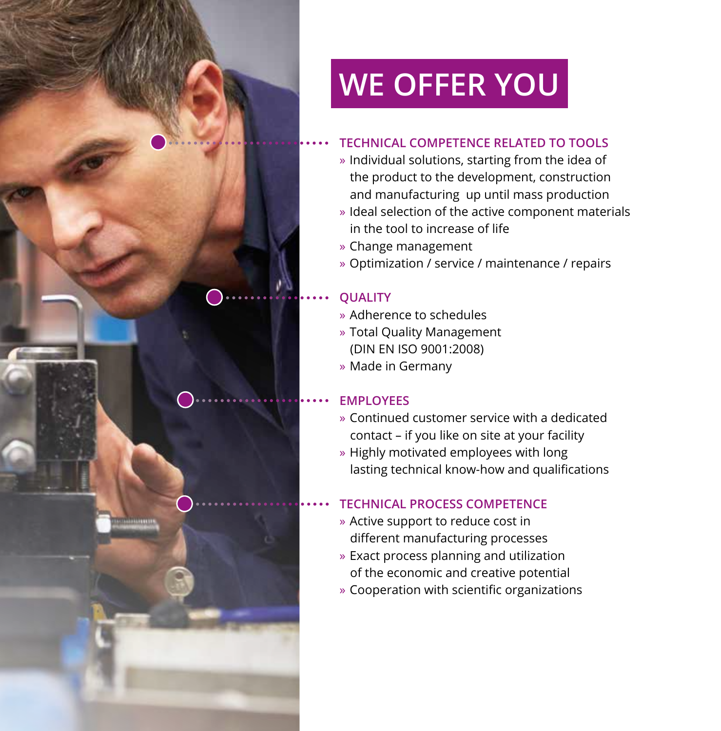# WE OFFER YOU

## TECHNICAL COMPETENCE RELATED TO TOOLS

- Individual solutions, starting from the idea of the product to the development, construction and manufacturing up until mass production
- Ideal selection of the active component materials in the tool to increase of life
- Change management
- Optimization / service / maintenance / repairs

## QUALITY

- Adherence to schedules
- Total Quality Management (DIN EN ISO 9001:2008)
- Made in Germany

## EMPLOYEES

- Continued customer service with a dedicated contact – if you like on site at your facility
- Highly motivated employees with long lasting technical know-how and qualifications

## TECHNICAL PROCESS COMPETENCE

- Active support to reduce cost in different manufacturing processes
- Exact process planning and utilization of the economic and creative potential
- Cooperation with scientific organizations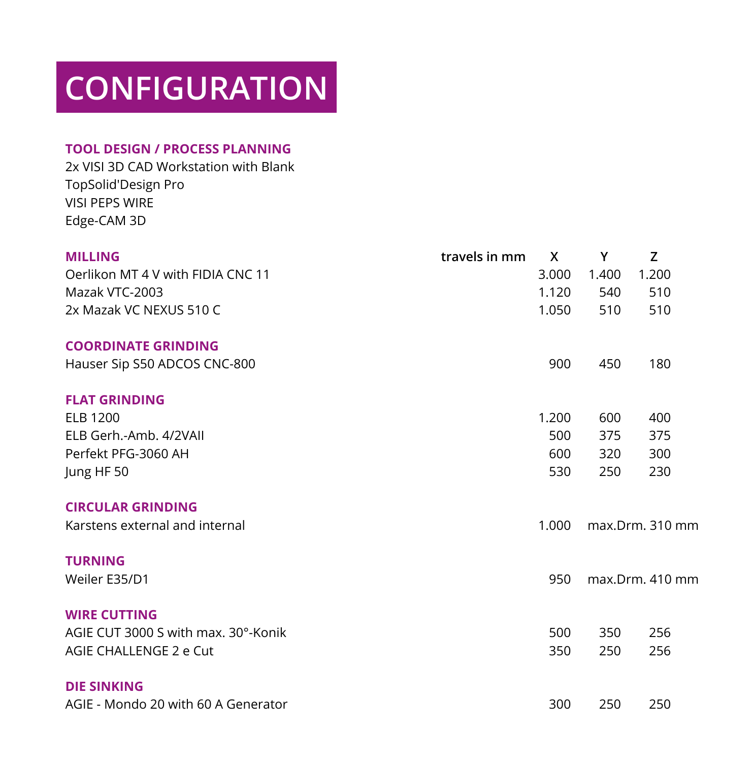# CONFIGURATION

**TOOL DESIGN / PROCESS PLANNING**

2x VISI 3D CAD Workstation with Blank
TopSolid'Design Pro
VISI PEPS WIRE
Edge-CAM 3D

| **MILLING** travels in mm | X | Y | Z |
|---|---|---|---|
| Oerlikon MT 4 V with FIDIA CNC 11 | 3.000 | 1.400 | 1.200 |
| Mazak VTC-2003 | 1.120 | 540 | 510 |
| 2x Mazak VC NEXUS 510 C | 1.050 | 510 | 510 |
| **COORDINATE GRINDING** | | | |
| Hauser Sip S50 ADCOS CNC-800 | 900 | 450 | 180 |
| **FLAT GRINDING** | | | |
| ELB 1200 | 1.200 | 600 | 400 |
| ELB Gerh.-Amb. 4/2VAII | 500 | 375 | 375 |
| Perfekt PFG-3060 AH | 600 | 320 | 300 |
| Jung HF 50 | 530 | 250 | 230 |
| **CIRCULAR GRINDING** | | | |
| Karstens external and internal | 1.000 | max.Drm. 310 mm | |
| **TURNING** | | | |
| Weiler E35/D1 | 950 | max.Drm. 410 mm | |
| **WIRE CUTTING** | | | |
| AGIE CUT 3000 S with max. 30°-Konik | 500 | 350 | 256 |
| AGIE CHALLENGE 2 e Cut | 350 | 250 | 256 |
| **DIE SINKING** | | | |
| AGIE - Mondo 20 with 60 A Generator | 300 | 250 | 250 |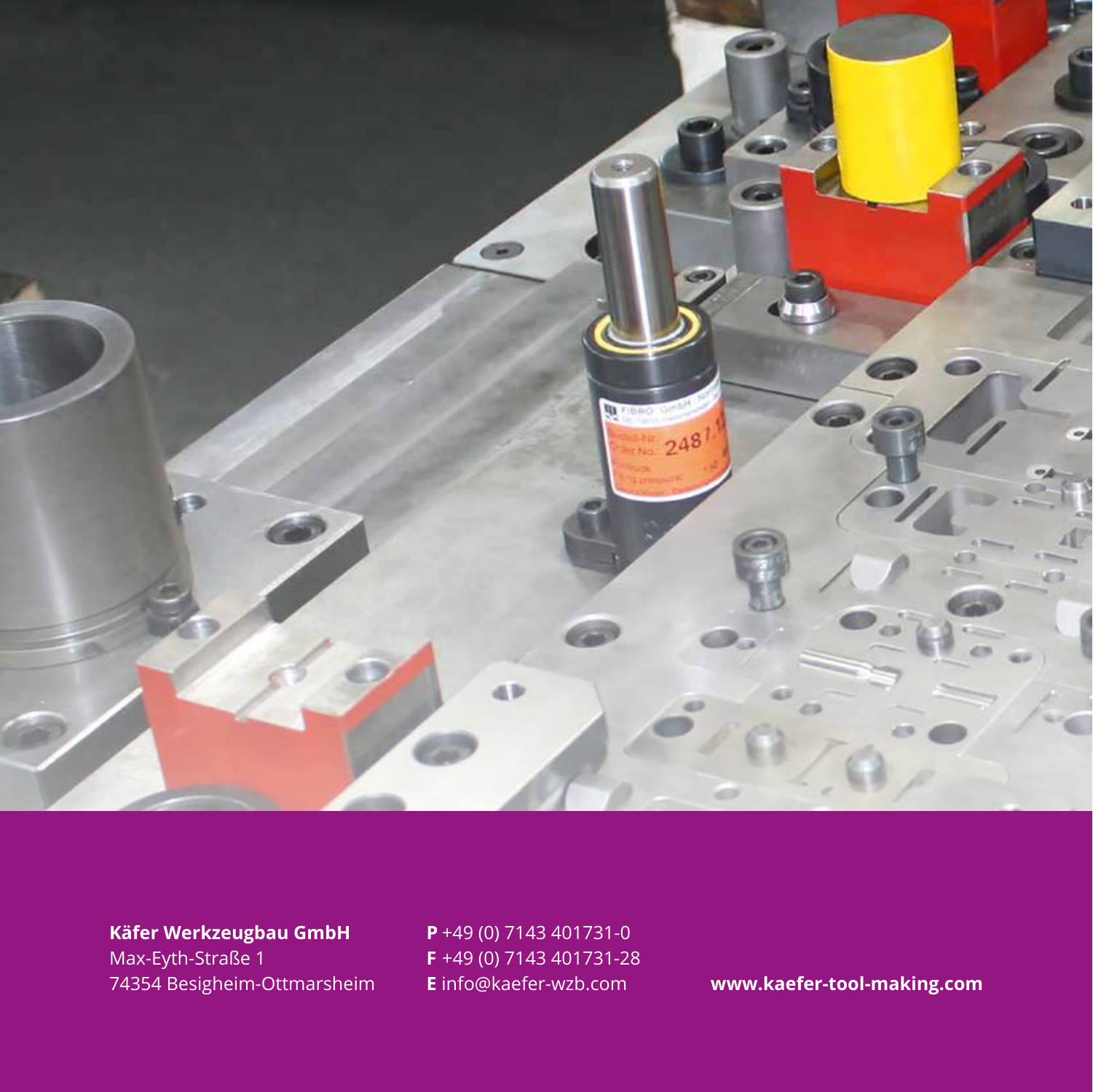**Käfer Werkzeugbau GmbH**
Max-Eyth-Straße 1
74354 Besigheim-Ottmarsheim

**P** +49 (0) 7143 401731-0
**F** +49 (0) 7143 401731-28
**E** info@kaefer-wzb.com

**www.kaefer-tool-making.com**